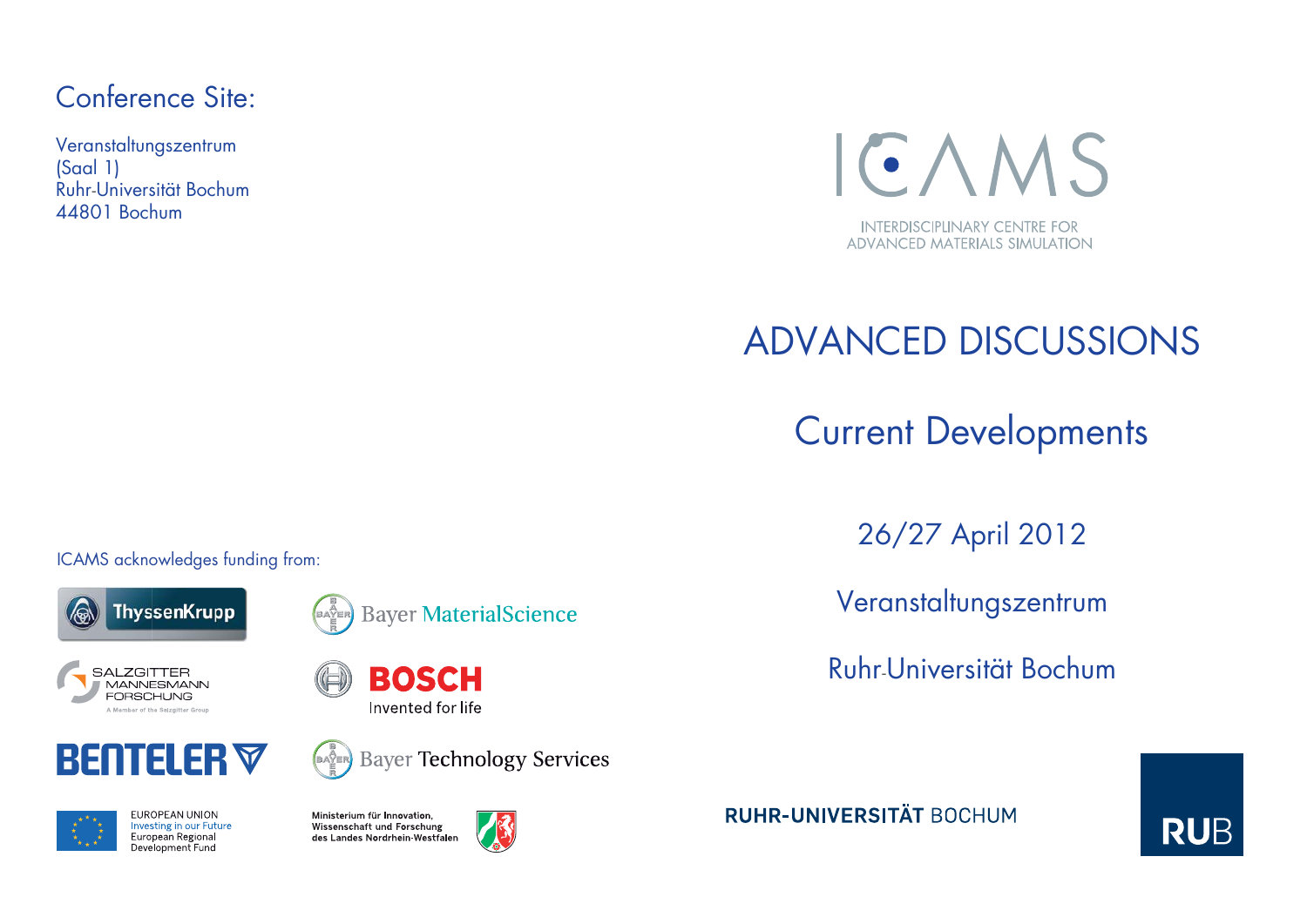## Conference Site:

Veranstaltungszentrum
(Saal 1)
Ruhr-Universität Bochum
44801 Bochum

ICAMS

INTERDISCIPLINARY CENTRE FOR ADVANCED MATERIALS SIMULATION

# ADVANCED DISCUSSIONS

## Current Developments

26/27 April 2012

Veranstaltungszentrum

Ruhr-Universität Bochum

ICAMS acknowledges funding from:

ThyssenKrupp

Bayer MaterialScience

SALZGITTER MANNESMANN FORSCHUNG
A Member of the Salzgitter Group

BOSCH
Invented for life

BENTELER

Bayer Technology Services

EUROPEAN UNION
Investing in our Future
European Regional Development Fund

Ministerium für Innovation, Wissenschaft und Forschung des Landes Nordrhein-Westfalen

RUHR-UNIVERSITÄT BOCHUM

RUB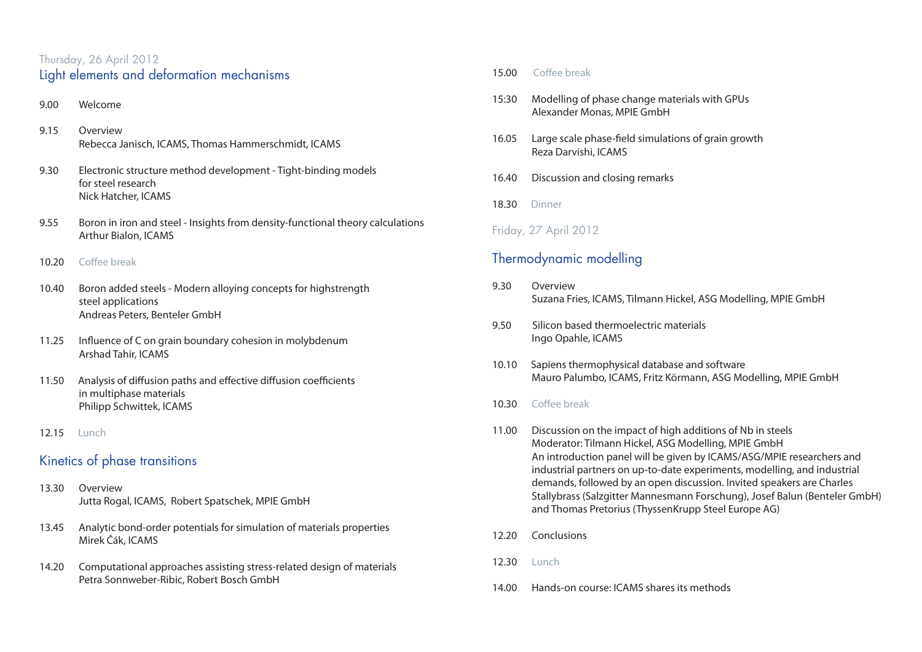Thursday, 26 April 2012

## Light elements and deformation mechanisms

9.00 Welcome

9.15 Overview
Rebecca Janisch, ICAMS, Thomas Hammerschmidt, ICAMS

9.30 Electronic structure method development - Tight-binding models for steel research
Nick Hatcher, ICAMS

9.55 Boron in iron and steel - Insights from density-functional theory calculations
Arthur Bialon, ICAMS

10.20 Coffee break

10.40 Boron added steels - Modern alloying concepts for highstrength steel applications
Andreas Peters, Benteler GmbH

11.25 Influence of C on grain boundary cohesion in molybdenum
Arshad Tahir, ICAMS

11.50 Analysis of diffusion paths and effective diffusion coefficients in multiphase materials
Philipp Schwittek, ICAMS

12.15 Lunch

## Kinetics of phase transitions

13.30 Overview
Jutta Rogal, ICAMS, Robert Spatschek, MPIE GmbH

13.45 Analytic bond-order potentials for simulation of materials properties
Mirek Čák, ICAMS

14.20 Computational approaches assisting stress-related design of materials
Petra Sonnweber-Ribic, Robert Bosch GmbH

15.00 Coffee break

15:30 Modelling of phase change materials with GPUs
Alexander Monas, MPIE GmbH

16.05 Large scale phase-field simulations of grain growth
Reza Darvishi, ICAMS

16.40 Discussion and closing remarks

18.30 Dinner

Friday, 27 April 2012

## Thermodynamic modelling

9.30 Overview
Suzana Fries, ICAMS, Tilmann Hickel, ASG Modelling, MPIE GmbH

9.50 Silicon based thermoelectric materials
Ingo Opahle, ICAMS

10.10 Sapiens thermophysical database and software
Mauro Palumbo, ICAMS, Fritz Körmann, ASG Modelling, MPIE GmbH

10.30 Coffee break

11.00 Discussion on the impact of high additions of Nb in steels
Moderator: Tilmann Hickel, ASG Modelling, MPIE GmbH
An introduction panel will be given by ICAMS/ASG/MPIE researchers and industrial partners on up-to-date experiments, modelling, and industrial demands, followed by an open discussion. Invited speakers are Charles Stallybrass (Salzgitter Mannesmann Forschung), Josef Balun (Benteler GmbH) and Thomas Pretorius (ThyssenKrupp Steel Europe AG)

12.20 Conclusions

12.30 Lunch

14.00 Hands-on course: ICAMS shares its methods